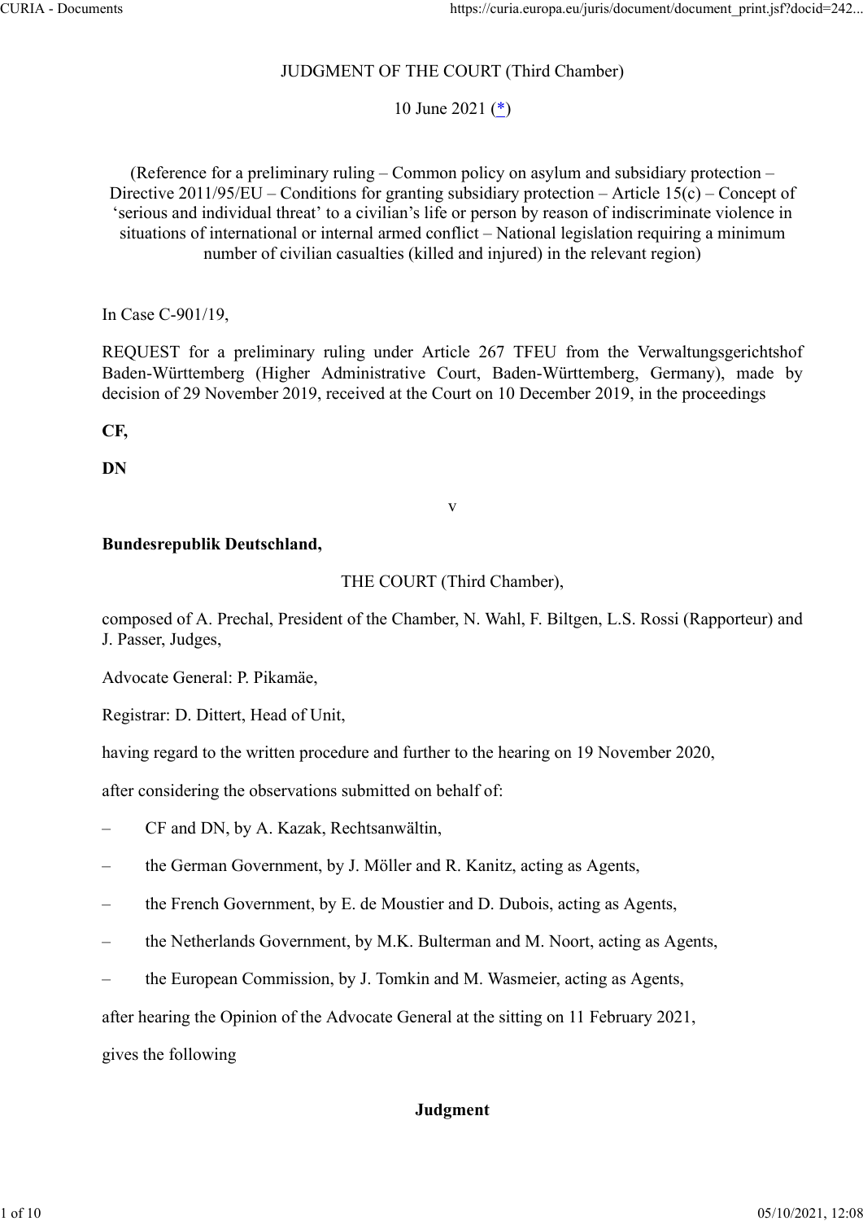JUDGMENT OF THE COURT (Third Chamber)

10 June 2021 ([*](#))

(Reference for a preliminary ruling – Common policy on asylum and subsidiary protection – Directive 2011/95/EU – Conditions for granting subsidiary protection – Article 15(c) – Concept of 'serious and individual threat' to a civilian's life or person by reason of indiscriminate violence in situations of international or internal armed conflict – National legislation requiring a minimum number of civilian casualties (killed and injured) in the relevant region)

In Case C-901/19,

REQUEST for a preliminary ruling under Article 267 TFEU from the Verwaltungsgerichtshof Baden-Württemberg (Higher Administrative Court, Baden-Württemberg, Germany), made by decision of 29 November 2019, received at the Court on 10 December 2019, in the proceedings

**CF,**

**DN**

v

**Bundesrepublik Deutschland,**

THE COURT (Third Chamber),

composed of A. Prechal, President of the Chamber, N. Wahl, F. Biltgen, L.S. Rossi (Rapporteur) and J. Passer, Judges,

Advocate General: P. Pikamäe,

Registrar: D. Dittert, Head of Unit,

having regard to the written procedure and further to the hearing on 19 November 2020,

after considering the observations submitted on behalf of:

– CF and DN, by A. Kazak, Rechtsanwältin,

– the German Government, by J. Möller and R. Kanitz, acting as Agents,

– the French Government, by E. de Moustier and D. Dubois, acting as Agents,

– the Netherlands Government, by M.K. Bulterman and M. Noort, acting as Agents,

– the European Commission, by J. Tomkin and M. Wasmeier, acting as Agents,

after hearing the Opinion of the Advocate General at the sitting on 11 February 2021,

gives the following

**Judgment**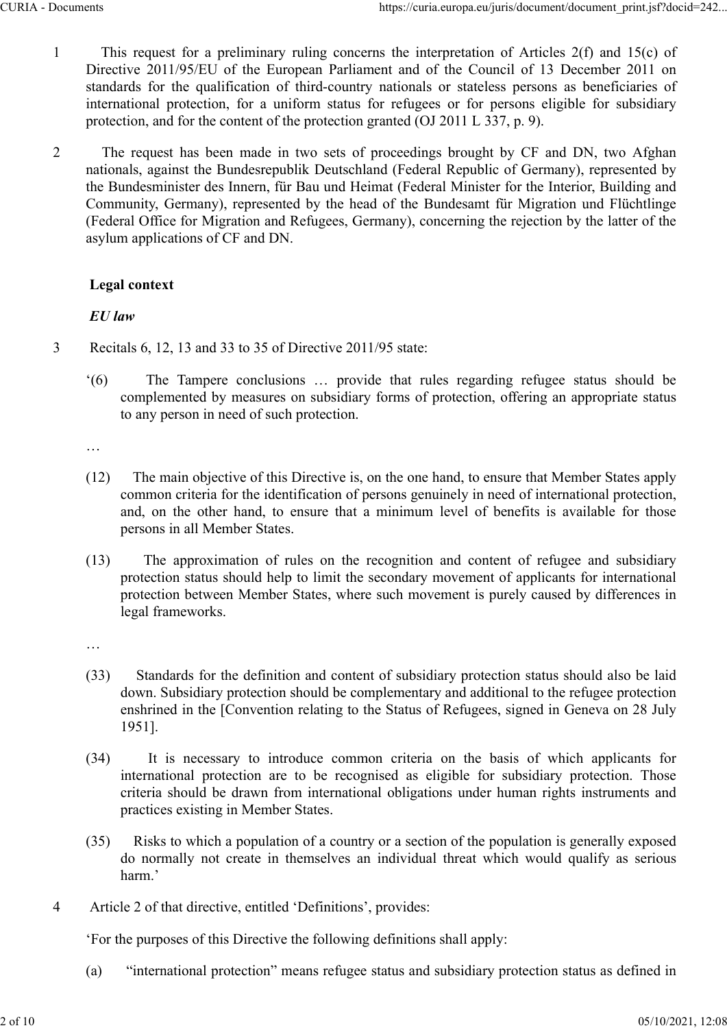1 This request for a preliminary ruling concerns the interpretation of Articles 2(f) and 15(c) of Directive 2011/95/EU of the European Parliament and of the Council of 13 December 2011 on standards for the qualification of third-country nationals or stateless persons as beneficiaries of international protection, for a uniform status for refugees or for persons eligible for subsidiary protection, and for the content of the protection granted (OJ 2011 L 337, p. 9).

2 The request has been made in two sets of proceedings brought by CF and DN, two Afghan nationals, against the Bundesrepublik Deutschland (Federal Republic of Germany), represented by the Bundesminister des Innern, für Bau und Heimat (Federal Minister for the Interior, Building and Community, Germany), represented by the head of the Bundesamt für Migration und Flüchtlinge (Federal Office for Migration and Refugees, Germany), concerning the rejection by the latter of the asylum applications of CF and DN.

## Legal context

### *EU law*

3 Recitals 6, 12, 13 and 33 to 35 of Directive 2011/95 state:

'(6) The Tampere conclusions … provide that rules regarding refugee status should be complemented by measures on subsidiary forms of protection, offering an appropriate status to any person in need of such protection.

…

(12) The main objective of this Directive is, on the one hand, to ensure that Member States apply common criteria for the identification of persons genuinely in need of international protection, and, on the other hand, to ensure that a minimum level of benefits is available for those persons in all Member States.

(13) The approximation of rules on the recognition and content of refugee and subsidiary protection status should help to limit the secondary movement of applicants for international protection between Member States, where such movement is purely caused by differences in legal frameworks.

…

(33) Standards for the definition and content of subsidiary protection status should also be laid down. Subsidiary protection should be complementary and additional to the refugee protection enshrined in the [Convention relating to the Status of Refugees, signed in Geneva on 28 July 1951].

(34) It is necessary to introduce common criteria on the basis of which applicants for international protection are to be recognised as eligible for subsidiary protection. Those criteria should be drawn from international obligations under human rights instruments and practices existing in Member States.

(35) Risks to which a population of a country or a section of the population is generally exposed do normally not create in themselves an individual threat which would qualify as serious harm.'

4 Article 2 of that directive, entitled 'Definitions', provides:

'For the purposes of this Directive the following definitions shall apply:

(a) "international protection" means refugee status and subsidiary protection status as defined in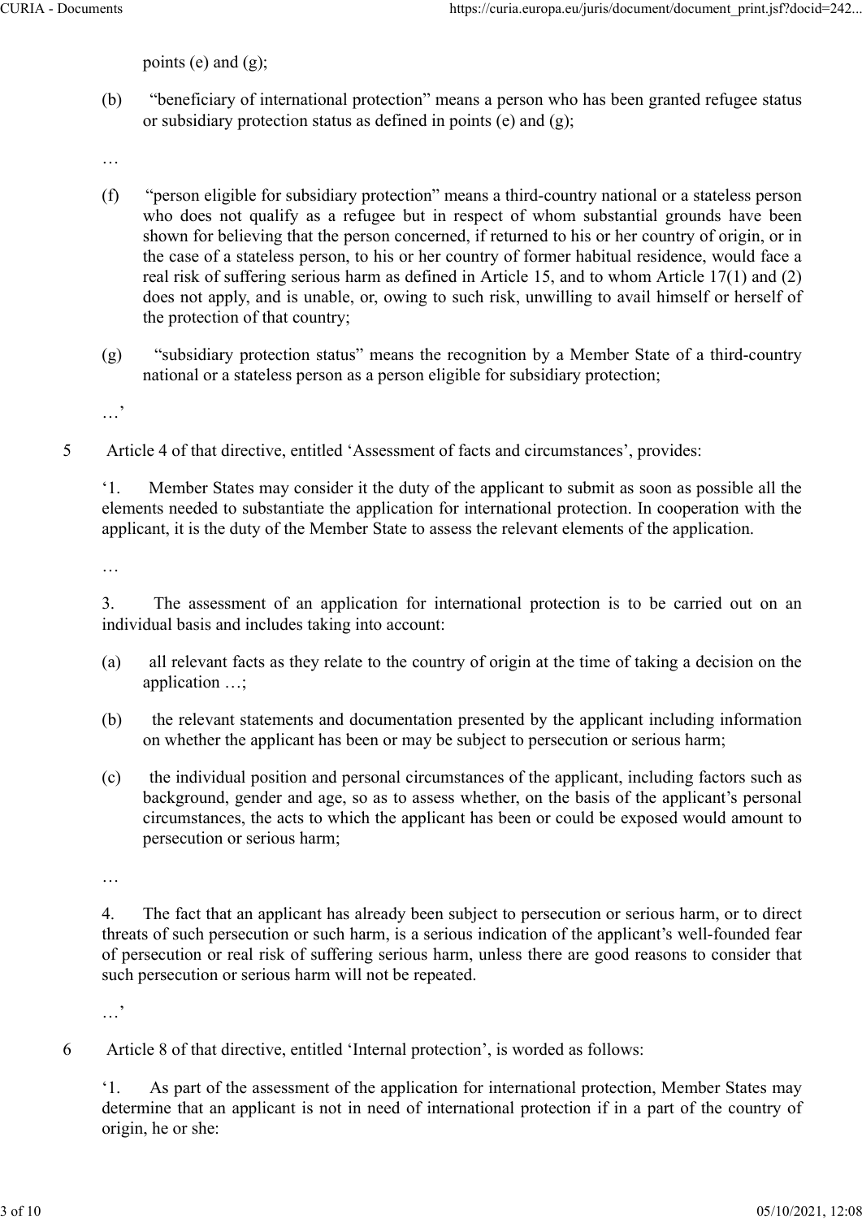points (e) and (g);

(b) "beneficiary of international protection" means a person who has been granted refugee status or subsidiary protection status as defined in points (e) and (g);

…

(f) "person eligible for subsidiary protection" means a third-country national or a stateless person who does not qualify as a refugee but in respect of whom substantial grounds have been shown for believing that the person concerned, if returned to his or her country of origin, or in the case of a stateless person, to his or her country of former habitual residence, would face a real risk of suffering serious harm as defined in Article 15, and to whom Article 17(1) and (2) does not apply, and is unable, or, owing to such risk, unwilling to avail himself or herself of the protection of that country;

(g) "subsidiary protection status" means the recognition by a Member State of a third-country national or a stateless person as a person eligible for subsidiary protection;

…'

5 Article 4 of that directive, entitled 'Assessment of facts and circumstances', provides:

'1. Member States may consider it the duty of the applicant to submit as soon as possible all the elements needed to substantiate the application for international protection. In cooperation with the applicant, it is the duty of the Member State to assess the relevant elements of the application.

…

3. The assessment of an application for international protection is to be carried out on an individual basis and includes taking into account:

(a) all relevant facts as they relate to the country of origin at the time of taking a decision on the application …;

(b) the relevant statements and documentation presented by the applicant including information on whether the applicant has been or may be subject to persecution or serious harm;

(c) the individual position and personal circumstances of the applicant, including factors such as background, gender and age, so as to assess whether, on the basis of the applicant's personal circumstances, the acts to which the applicant has been or could be exposed would amount to persecution or serious harm;

…

4. The fact that an applicant has already been subject to persecution or serious harm, or to direct threats of such persecution or such harm, is a serious indication of the applicant's well-founded fear of persecution or real risk of suffering serious harm, unless there are good reasons to consider that such persecution or serious harm will not be repeated.

…'

6 Article 8 of that directive, entitled 'Internal protection', is worded as follows:

'1. As part of the assessment of the application for international protection, Member States may determine that an applicant is not in need of international protection if in a part of the country of origin, he or she: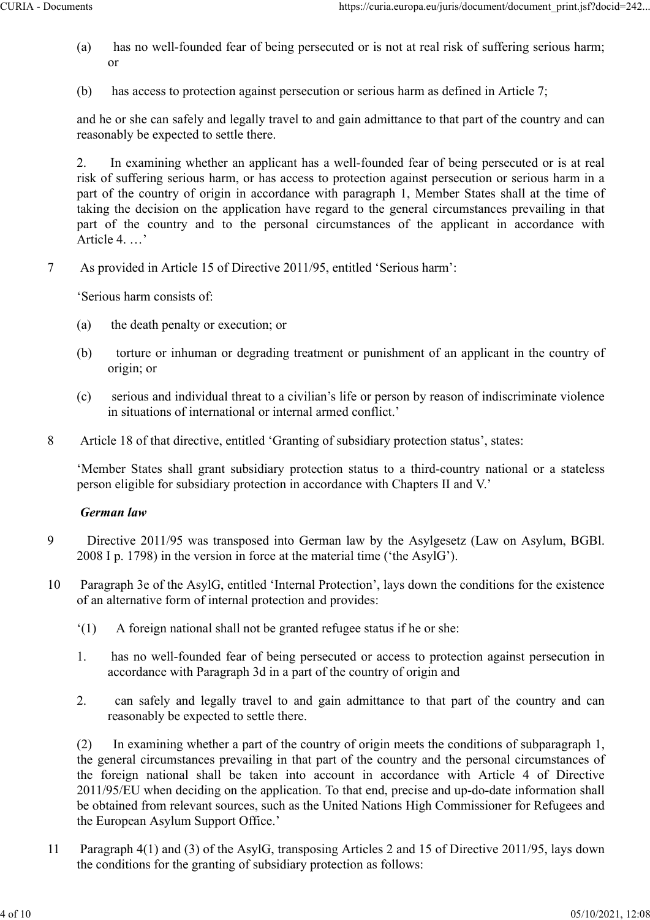(a) has no well-founded fear of being persecuted or is not at real risk of suffering serious harm; or

(b) has access to protection against persecution or serious harm as defined in Article 7;

and he or she can safely and legally travel to and gain admittance to that part of the country and can reasonably be expected to settle there.

2. In examining whether an applicant has a well-founded fear of being persecuted or is at real risk of suffering serious harm, or has access to protection against persecution or serious harm in a part of the country of origin in accordance with paragraph 1, Member States shall at the time of taking the decision on the application have regard to the general circumstances prevailing in that part of the country and to the personal circumstances of the applicant in accordance with Article 4. …'

7 As provided in Article 15 of Directive 2011/95, entitled 'Serious harm':

'Serious harm consists of:

(a) the death penalty or execution; or

(b) torture or inhuman or degrading treatment or punishment of an applicant in the country of origin; or

(c) serious and individual threat to a civilian's life or person by reason of indiscriminate violence in situations of international or internal armed conflict.'

8 Article 18 of that directive, entitled 'Granting of subsidiary protection status', states:

'Member States shall grant subsidiary protection status to a third-country national or a stateless person eligible for subsidiary protection in accordance with Chapters II and V.'

*German law*

9 Directive 2011/95 was transposed into German law by the Asylgesetz (Law on Asylum, BGBl. 2008 I p. 1798) in the version in force at the material time ('the AsylG').

10 Paragraph 3e of the AsylG, entitled 'Internal Protection', lays down the conditions for the existence of an alternative form of internal protection and provides:

'(1) A foreign national shall not be granted refugee status if he or she:

1. has no well-founded fear of being persecuted or access to protection against persecution in accordance with Paragraph 3d in a part of the country of origin and

2. can safely and legally travel to and gain admittance to that part of the country and can reasonably be expected to settle there.

(2) In examining whether a part of the country of origin meets the conditions of subparagraph 1, the general circumstances prevailing in that part of the country and the personal circumstances of the foreign national shall be taken into account in accordance with Article 4 of Directive 2011/95/EU when deciding on the application. To that end, precise and up-do-date information shall be obtained from relevant sources, such as the United Nations High Commissioner for Refugees and the European Asylum Support Office.'

11 Paragraph 4(1) and (3) of the AsylG, transposing Articles 2 and 15 of Directive 2011/95, lays down the conditions for the granting of subsidiary protection as follows: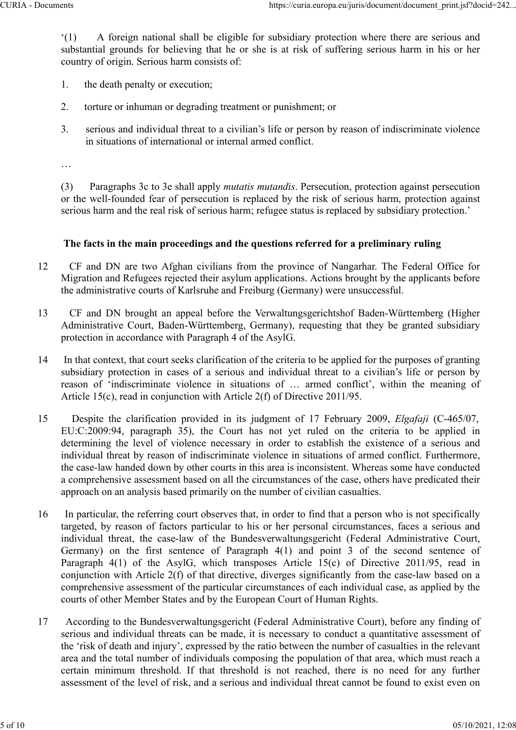'(1) A foreign national shall be eligible for subsidiary protection where there are serious and substantial grounds for believing that he or she is at risk of suffering serious harm in his or her country of origin. Serious harm consists of:

1. the death penalty or execution;

2. torture or inhuman or degrading treatment or punishment; or

3. serious and individual threat to a civilian's life or person by reason of indiscriminate violence in situations of international or internal armed conflict.

…

(3) Paragraphs 3c to 3e shall apply *mutatis mutandis*. Persecution, protection against persecution or the well-founded fear of persecution is replaced by the risk of serious harm, protection against serious harm and the real risk of serious harm; refugee status is replaced by subsidiary protection.'

### The facts in the main proceedings and the questions referred for a preliminary ruling

12 CF and DN are two Afghan civilians from the province of Nangarhar. The Federal Office for Migration and Refugees rejected their asylum applications. Actions brought by the applicants before the administrative courts of Karlsruhe and Freiburg (Germany) were unsuccessful.

13 CF and DN brought an appeal before the Verwaltungsgerichtshof Baden-Württemberg (Higher Administrative Court, Baden-Württemberg, Germany), requesting that they be granted subsidiary protection in accordance with Paragraph 4 of the AsylG.

14 In that context, that court seeks clarification of the criteria to be applied for the purposes of granting subsidiary protection in cases of a serious and individual threat to a civilian's life or person by reason of 'indiscriminate violence in situations of … armed conflict', within the meaning of Article 15(c), read in conjunction with Article 2(f) of Directive 2011/95.

15 Despite the clarification provided in its judgment of 17 February 2009, *Elgafaji* (C-465/07, EU:C:2009:94, paragraph 35), the Court has not yet ruled on the criteria to be applied in determining the level of violence necessary in order to establish the existence of a serious and individual threat by reason of indiscriminate violence in situations of armed conflict. Furthermore, the case-law handed down by other courts in this area is inconsistent. Whereas some have conducted a comprehensive assessment based on all the circumstances of the case, others have predicated their approach on an analysis based primarily on the number of civilian casualties.

16 In particular, the referring court observes that, in order to find that a person who is not specifically targeted, by reason of factors particular to his or her personal circumstances, faces a serious and individual threat, the case-law of the Bundesverwaltungsgericht (Federal Administrative Court, Germany) on the first sentence of Paragraph 4(1) and point 3 of the second sentence of Paragraph 4(1) of the AsylG, which transposes Article 15(c) of Directive 2011/95, read in conjunction with Article 2(f) of that directive, diverges significantly from the case-law based on a comprehensive assessment of the particular circumstances of each individual case, as applied by the courts of other Member States and by the European Court of Human Rights.

17 According to the Bundesverwaltungsgericht (Federal Administrative Court), before any finding of serious and individual threats can be made, it is necessary to conduct a quantitative assessment of the 'risk of death and injury', expressed by the ratio between the number of casualties in the relevant area and the total number of individuals composing the population of that area, which must reach a certain minimum threshold. If that threshold is not reached, there is no need for any further assessment of the level of risk, and a serious and individual threat cannot be found to exist even on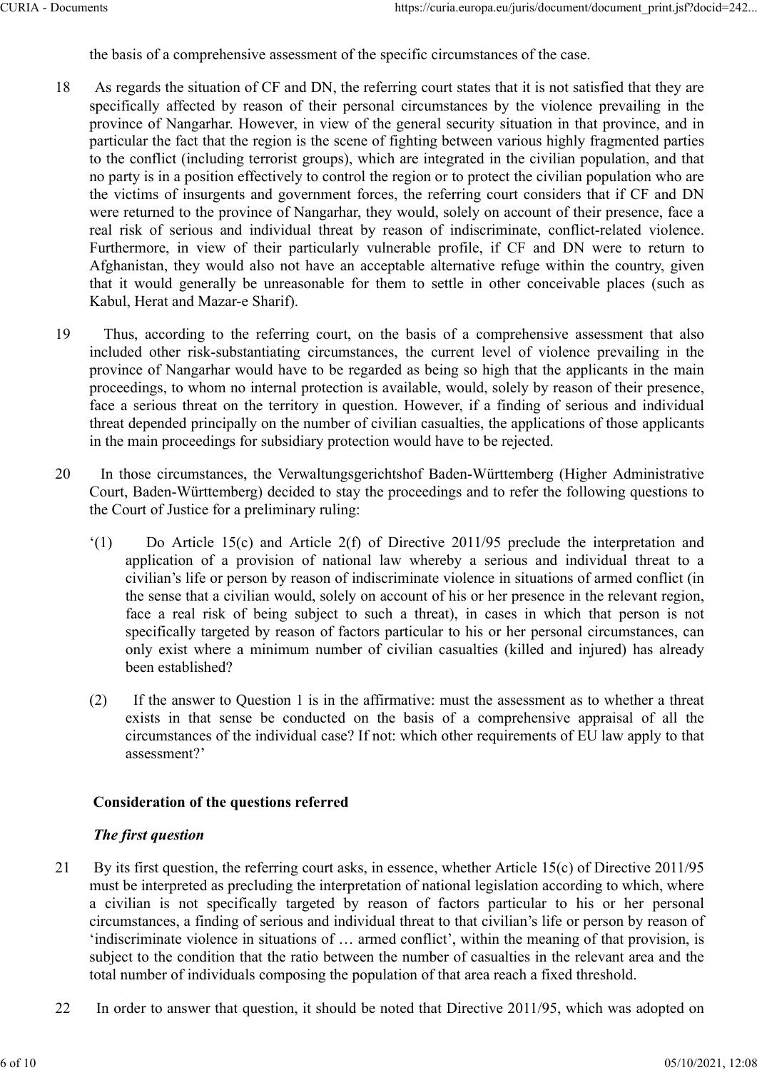the basis of a comprehensive assessment of the specific circumstances of the case.

18 As regards the situation of CF and DN, the referring court states that it is not satisfied that they are specifically affected by reason of their personal circumstances by the violence prevailing in the province of Nangarhar. However, in view of the general security situation in that province, and in particular the fact that the region is the scene of fighting between various highly fragmented parties to the conflict (including terrorist groups), which are integrated in the civilian population, and that no party is in a position effectively to control the region or to protect the civilian population who are the victims of insurgents and government forces, the referring court considers that if CF and DN were returned to the province of Nangarhar, they would, solely on account of their presence, face a real risk of serious and individual threat by reason of indiscriminate, conflict-related violence. Furthermore, in view of their particularly vulnerable profile, if CF and DN were to return to Afghanistan, they would also not have an acceptable alternative refuge within the country, given that it would generally be unreasonable for them to settle in other conceivable places (such as Kabul, Herat and Mazar-e Sharif).

19 Thus, according to the referring court, on the basis of a comprehensive assessment that also included other risk-substantiating circumstances, the current level of violence prevailing in the province of Nangarhar would have to be regarded as being so high that the applicants in the main proceedings, to whom no internal protection is available, would, solely by reason of their presence, face a serious threat on the territory in question. However, if a finding of serious and individual threat depended principally on the number of civilian casualties, the applications of those applicants in the main proceedings for subsidiary protection would have to be rejected.

20 In those circumstances, the Verwaltungsgerichtshof Baden-Württemberg (Higher Administrative Court, Baden-Württemberg) decided to stay the proceedings and to refer the following questions to the Court of Justice for a preliminary ruling:

'(1) Do Article 15(c) and Article 2(f) of Directive 2011/95 preclude the interpretation and application of a provision of national law whereby a serious and individual threat to a civilian's life or person by reason of indiscriminate violence in situations of armed conflict (in the sense that a civilian would, solely on account of his or her presence in the relevant region, face a real risk of being subject to such a threat), in cases in which that person is not specifically targeted by reason of factors particular to his or her personal circumstances, can only exist where a minimum number of civilian casualties (killed and injured) has already been established?

(2) If the answer to Question 1 is in the affirmative: must the assessment as to whether a threat exists in that sense be conducted on the basis of a comprehensive appraisal of all the circumstances of the individual case? If not: which other requirements of EU law apply to that assessment?'

## Consideration of the questions referred

### *The first question*

21 By its first question, the referring court asks, in essence, whether Article 15(c) of Directive 2011/95 must be interpreted as precluding the interpretation of national legislation according to which, where a civilian is not specifically targeted by reason of factors particular to his or her personal circumstances, a finding of serious and individual threat to that civilian's life or person by reason of 'indiscriminate violence in situations of … armed conflict', within the meaning of that provision, is subject to the condition that the ratio between the number of casualties in the relevant area and the total number of individuals composing the population of that area reach a fixed threshold.

22 In order to answer that question, it should be noted that Directive 2011/95, which was adopted on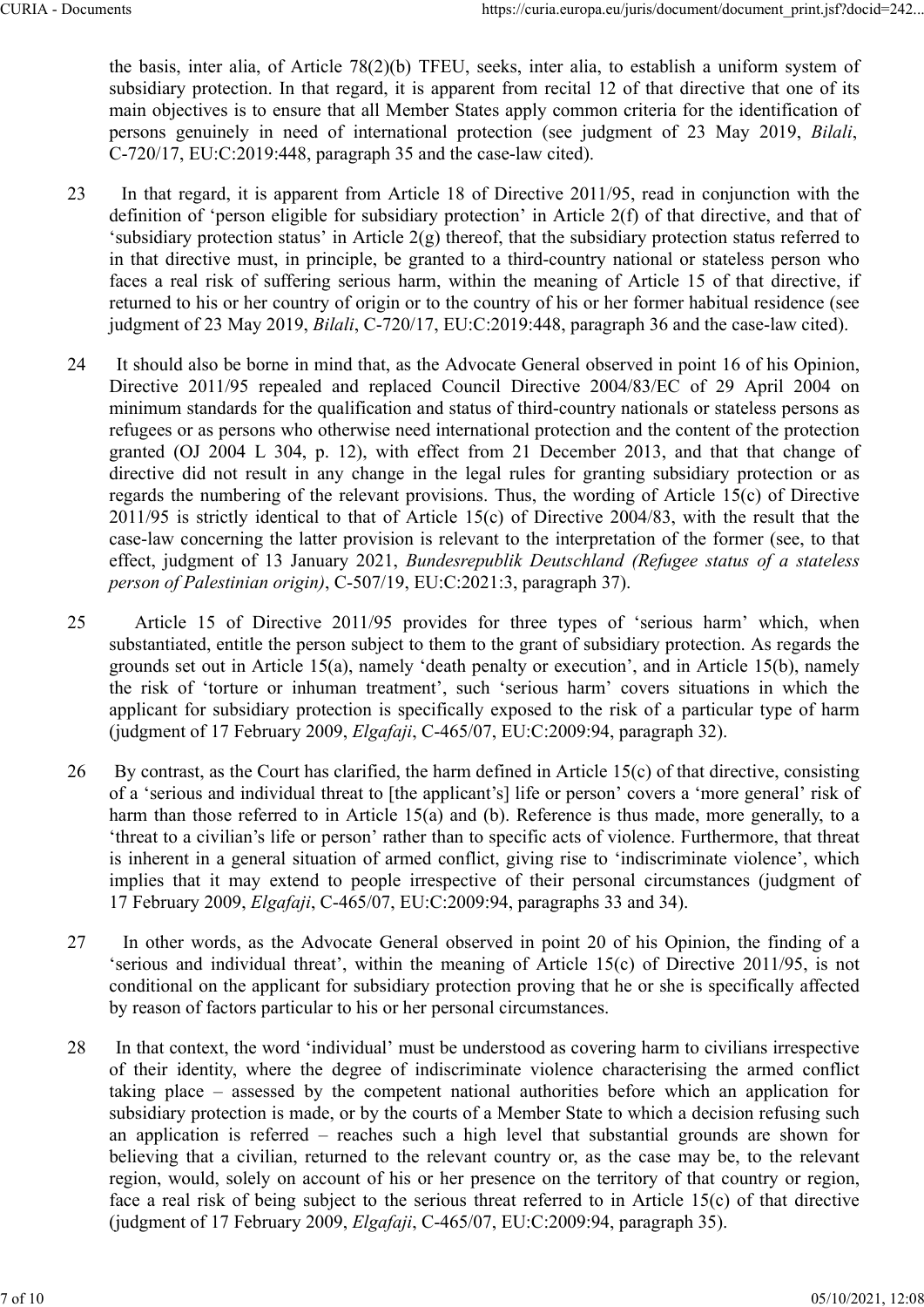the basis, inter alia, of Article 78(2)(b) TFEU, seeks, inter alia, to establish a uniform system of subsidiary protection. In that regard, it is apparent from recital 12 of that directive that one of its main objectives is to ensure that all Member States apply common criteria for the identification of persons genuinely in need of international protection (see judgment of 23 May 2019, *Bilali*, C-720/17, EU:C:2019:448, paragraph 35 and the case-law cited).

23 In that regard, it is apparent from Article 18 of Directive 2011/95, read in conjunction with the definition of 'person eligible for subsidiary protection' in Article 2(f) of that directive, and that of 'subsidiary protection status' in Article 2(g) thereof, that the subsidiary protection status referred to in that directive must, in principle, be granted to a third-country national or stateless person who faces a real risk of suffering serious harm, within the meaning of Article 15 of that directive, if returned to his or her country of origin or to the country of his or her former habitual residence (see judgment of 23 May 2019, *Bilali*, C-720/17, EU:C:2019:448, paragraph 36 and the case-law cited).

24 It should also be borne in mind that, as the Advocate General observed in point 16 of his Opinion, Directive 2011/95 repealed and replaced Council Directive 2004/83/EC of 29 April 2004 on minimum standards for the qualification and status of third-country nationals or stateless persons as refugees or as persons who otherwise need international protection and the content of the protection granted (OJ 2004 L 304, p. 12), with effect from 21 December 2013, and that that change of directive did not result in any change in the legal rules for granting subsidiary protection or as regards the numbering of the relevant provisions. Thus, the wording of Article 15(c) of Directive 2011/95 is strictly identical to that of Article 15(c) of Directive 2004/83, with the result that the case-law concerning the latter provision is relevant to the interpretation of the former (see, to that effect, judgment of 13 January 2021, *Bundesrepublik Deutschland (Refugee status of a stateless person of Palestinian origin)*, C-507/19, EU:C:2021:3, paragraph 37).

25 Article 15 of Directive 2011/95 provides for three types of 'serious harm' which, when substantiated, entitle the person subject to them to the grant of subsidiary protection. As regards the grounds set out in Article 15(a), namely 'death penalty or execution', and in Article 15(b), namely the risk of 'torture or inhuman treatment', such 'serious harm' covers situations in which the applicant for subsidiary protection is specifically exposed to the risk of a particular type of harm (judgment of 17 February 2009, *Elgafaji*, C-465/07, EU:C:2009:94, paragraph 32).

26 By contrast, as the Court has clarified, the harm defined in Article 15(c) of that directive, consisting of a 'serious and individual threat to [the applicant's] life or person' covers a 'more general' risk of harm than those referred to in Article 15(a) and (b). Reference is thus made, more generally, to a 'threat to a civilian's life or person' rather than to specific acts of violence. Furthermore, that threat is inherent in a general situation of armed conflict, giving rise to 'indiscriminate violence', which implies that it may extend to people irrespective of their personal circumstances (judgment of 17 February 2009, *Elgafaji*, C-465/07, EU:C:2009:94, paragraphs 33 and 34).

27 In other words, as the Advocate General observed in point 20 of his Opinion, the finding of a 'serious and individual threat', within the meaning of Article 15(c) of Directive 2011/95, is not conditional on the applicant for subsidiary protection proving that he or she is specifically affected by reason of factors particular to his or her personal circumstances.

28 In that context, the word 'individual' must be understood as covering harm to civilians irrespective of their identity, where the degree of indiscriminate violence characterising the armed conflict taking place – assessed by the competent national authorities before which an application for subsidiary protection is made, or by the courts of a Member State to which a decision refusing such an application is referred – reaches such a high level that substantial grounds are shown for believing that a civilian, returned to the relevant country or, as the case may be, to the relevant region, would, solely on account of his or her presence on the territory of that country or region, face a real risk of being subject to the serious threat referred to in Article 15(c) of that directive (judgment of 17 February 2009, *Elgafaji*, C-465/07, EU:C:2009:94, paragraph 35).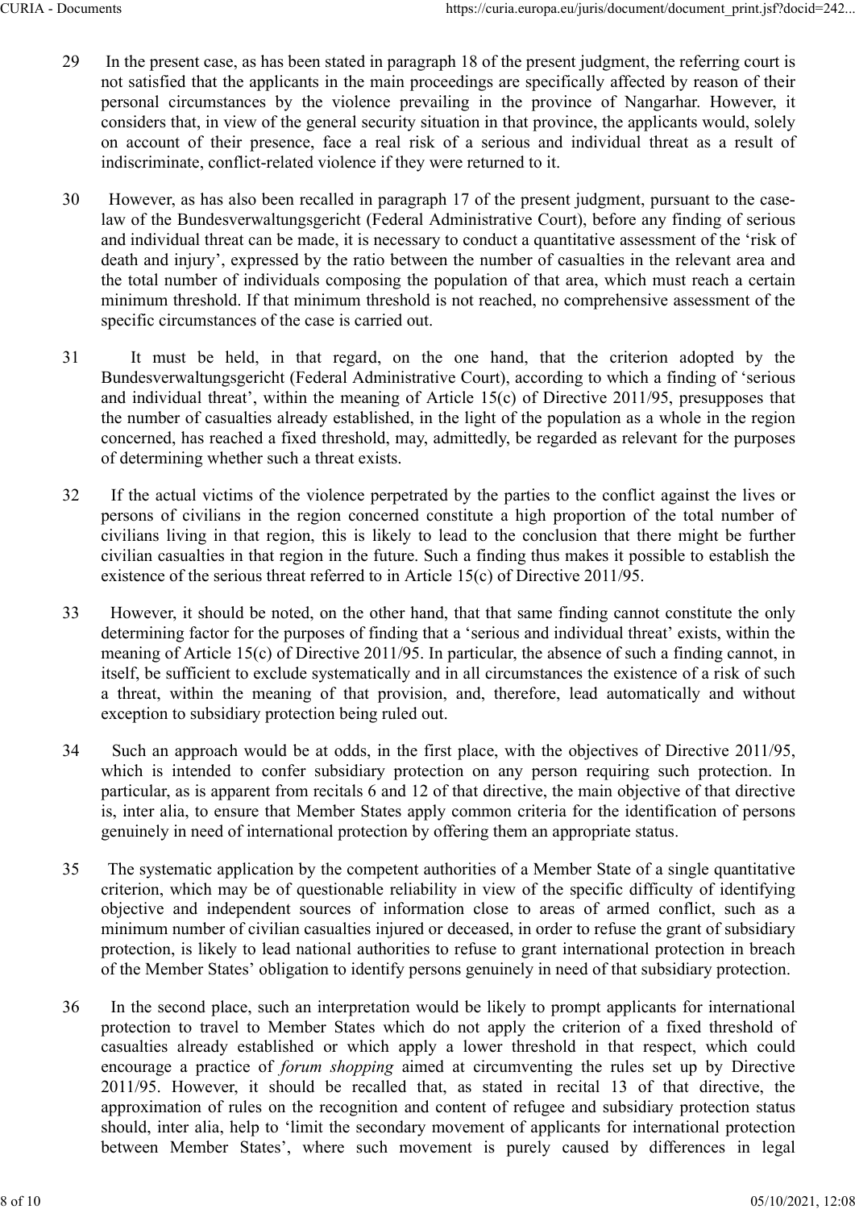29 In the present case, as has been stated in paragraph 18 of the present judgment, the referring court is not satisfied that the applicants in the main proceedings are specifically affected by reason of their personal circumstances by the violence prevailing in the province of Nangarhar. However, it considers that, in view of the general security situation in that province, the applicants would, solely on account of their presence, face a real risk of a serious and individual threat as a result of indiscriminate, conflict-related violence if they were returned to it.

30 However, as has also been recalled in paragraph 17 of the present judgment, pursuant to the case-law of the Bundesverwaltungsgericht (Federal Administrative Court), before any finding of serious and individual threat can be made, it is necessary to conduct a quantitative assessment of the 'risk of death and injury', expressed by the ratio between the number of casualties in the relevant area and the total number of individuals composing the population of that area, which must reach a certain minimum threshold. If that minimum threshold is not reached, no comprehensive assessment of the specific circumstances of the case is carried out.

31 It must be held, in that regard, on the one hand, that the criterion adopted by the Bundesverwaltungsgericht (Federal Administrative Court), according to which a finding of 'serious and individual threat', within the meaning of Article 15(c) of Directive 2011/95, presupposes that the number of casualties already established, in the light of the population as a whole in the region concerned, has reached a fixed threshold, may, admittedly, be regarded as relevant for the purposes of determining whether such a threat exists.

32 If the actual victims of the violence perpetrated by the parties to the conflict against the lives or persons of civilians in the region concerned constitute a high proportion of the total number of civilians living in that region, this is likely to lead to the conclusion that there might be further civilian casualties in that region in the future. Such a finding thus makes it possible to establish the existence of the serious threat referred to in Article 15(c) of Directive 2011/95.

33 However, it should be noted, on the other hand, that that same finding cannot constitute the only determining factor for the purposes of finding that a 'serious and individual threat' exists, within the meaning of Article 15(c) of Directive 2011/95. In particular, the absence of such a finding cannot, in itself, be sufficient to exclude systematically and in all circumstances the existence of a risk of such a threat, within the meaning of that provision, and, therefore, lead automatically and without exception to subsidiary protection being ruled out.

34 Such an approach would be at odds, in the first place, with the objectives of Directive 2011/95, which is intended to confer subsidiary protection on any person requiring such protection. In particular, as is apparent from recitals 6 and 12 of that directive, the main objective of that directive is, inter alia, to ensure that Member States apply common criteria for the identification of persons genuinely in need of international protection by offering them an appropriate status.

35 The systematic application by the competent authorities of a Member State of a single quantitative criterion, which may be of questionable reliability in view of the specific difficulty of identifying objective and independent sources of information close to areas of armed conflict, such as a minimum number of civilian casualties injured or deceased, in order to refuse the grant of subsidiary protection, is likely to lead national authorities to refuse to grant international protection in breach of the Member States' obligation to identify persons genuinely in need of that subsidiary protection.

36 In the second place, such an interpretation would be likely to prompt applicants for international protection to travel to Member States which do not apply the criterion of a fixed threshold of casualties already established or which apply a lower threshold in that respect, which could encourage a practice of *forum shopping* aimed at circumventing the rules set up by Directive 2011/95. However, it should be recalled that, as stated in recital 13 of that directive, the approximation of rules on the recognition and content of refugee and subsidiary protection status should, inter alia, help to 'limit the secondary movement of applicants for international protection between Member States', where such movement is purely caused by differences in legal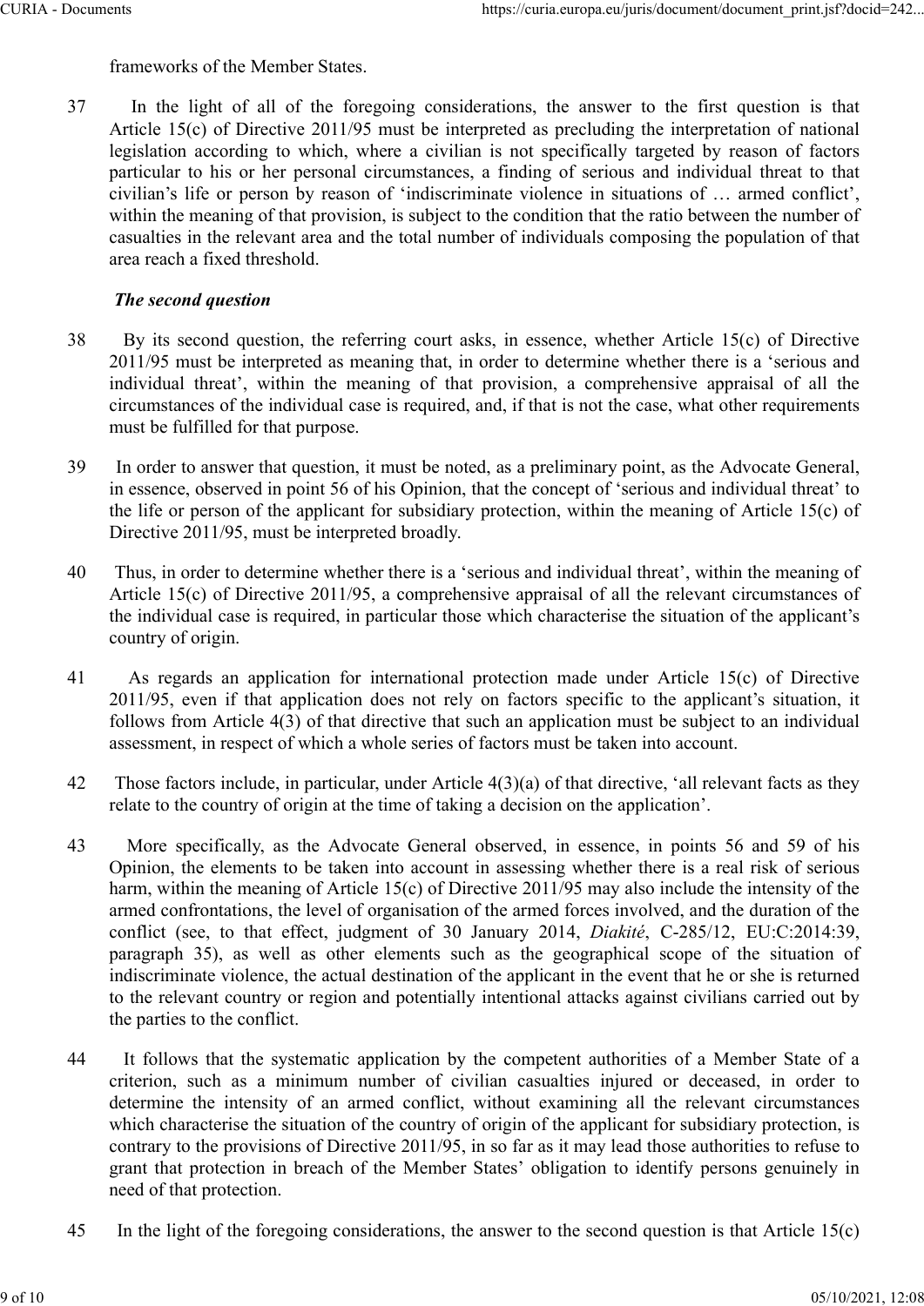frameworks of the Member States.

37 In the light of all of the foregoing considerations, the answer to the first question is that Article 15(c) of Directive 2011/95 must be interpreted as precluding the interpretation of national legislation according to which, where a civilian is not specifically targeted by reason of factors particular to his or her personal circumstances, a finding of serious and individual threat to that civilian's life or person by reason of 'indiscriminate violence in situations of … armed conflict', within the meaning of that provision, is subject to the condition that the ratio between the number of casualties in the relevant area and the total number of individuals composing the population of that area reach a fixed threshold.

***The second question***

38 By its second question, the referring court asks, in essence, whether Article 15(c) of Directive 2011/95 must be interpreted as meaning that, in order to determine whether there is a 'serious and individual threat', within the meaning of that provision, a comprehensive appraisal of all the circumstances of the individual case is required, and, if that is not the case, what other requirements must be fulfilled for that purpose.

39 In order to answer that question, it must be noted, as a preliminary point, as the Advocate General, in essence, observed in point 56 of his Opinion, that the concept of 'serious and individual threat' to the life or person of the applicant for subsidiary protection, within the meaning of Article 15(c) of Directive 2011/95, must be interpreted broadly.

40 Thus, in order to determine whether there is a 'serious and individual threat', within the meaning of Article 15(c) of Directive 2011/95, a comprehensive appraisal of all the relevant circumstances of the individual case is required, in particular those which characterise the situation of the applicant's country of origin.

41 As regards an application for international protection made under Article 15(c) of Directive 2011/95, even if that application does not rely on factors specific to the applicant's situation, it follows from Article 4(3) of that directive that such an application must be subject to an individual assessment, in respect of which a whole series of factors must be taken into account.

42 Those factors include, in particular, under Article 4(3)(a) of that directive, 'all relevant facts as they relate to the country of origin at the time of taking a decision on the application'.

43 More specifically, as the Advocate General observed, in essence, in points 56 and 59 of his Opinion, the elements to be taken into account in assessing whether there is a real risk of serious harm, within the meaning of Article 15(c) of Directive 2011/95 may also include the intensity of the armed confrontations, the level of organisation of the armed forces involved, and the duration of the conflict (see, to that effect, judgment of 30 January 2014, *Diakité*, C-285/12, EU:C:2014:39, paragraph 35), as well as other elements such as the geographical scope of the situation of indiscriminate violence, the actual destination of the applicant in the event that he or she is returned to the relevant country or region and potentially intentional attacks against civilians carried out by the parties to the conflict.

44 It follows that the systematic application by the competent authorities of a Member State of a criterion, such as a minimum number of civilian casualties injured or deceased, in order to determine the intensity of an armed conflict, without examining all the relevant circumstances which characterise the situation of the country of origin of the applicant for subsidiary protection, is contrary to the provisions of Directive 2011/95, in so far as it may lead those authorities to refuse to grant that protection in breach of the Member States' obligation to identify persons genuinely in need of that protection.

45 In the light of the foregoing considerations, the answer to the second question is that Article 15(c)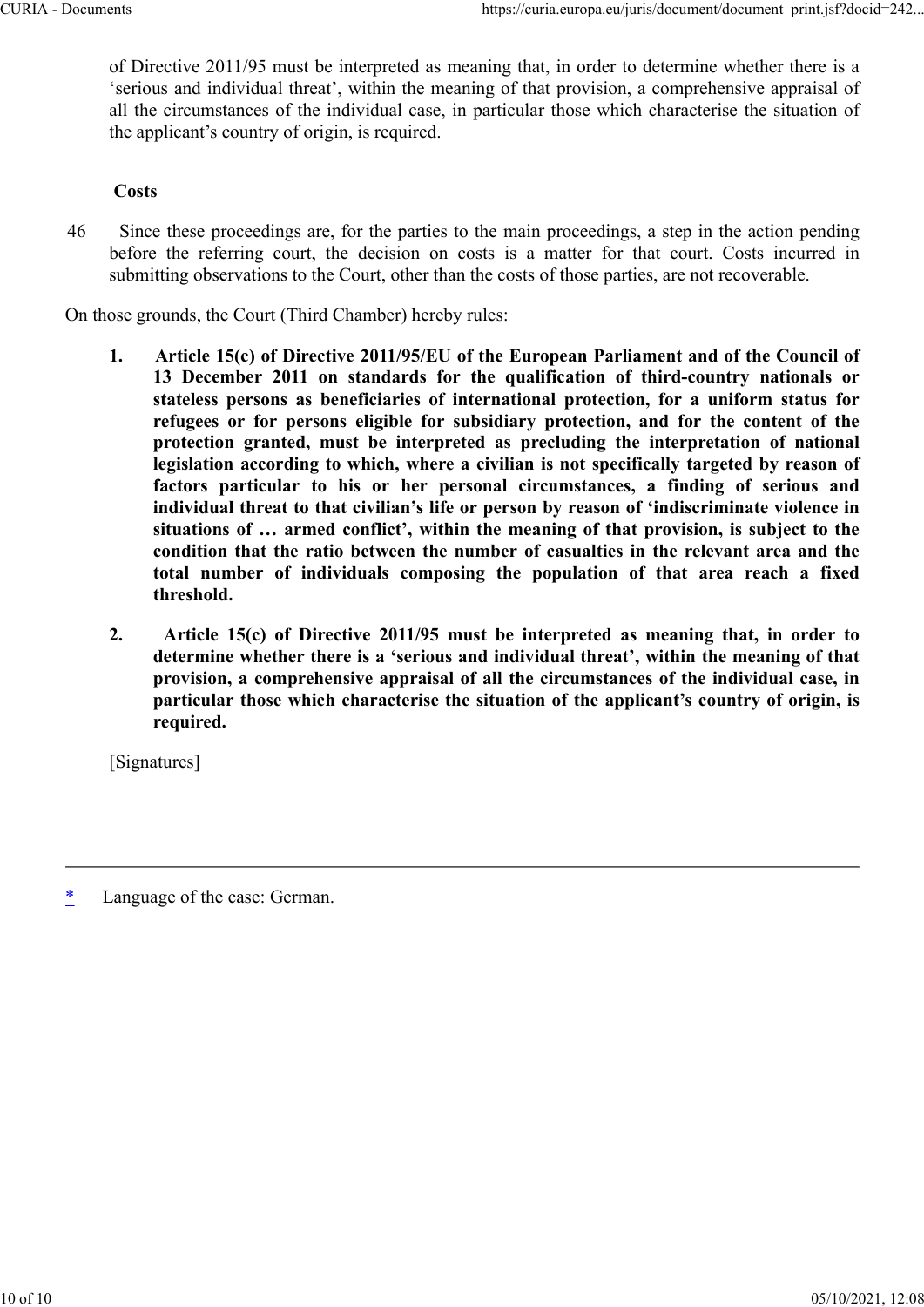of Directive 2011/95 must be interpreted as meaning that, in order to determine whether there is a 'serious and individual threat', within the meaning of that provision, a comprehensive appraisal of all the circumstances of the individual case, in particular those which characterise the situation of the applicant's country of origin, is required.

## Costs

46 Since these proceedings are, for the parties to the main proceedings, a step in the action pending before the referring court, the decision on costs is a matter for that court. Costs incurred in submitting observations to the Court, other than the costs of those parties, are not recoverable.

On those grounds, the Court (Third Chamber) hereby rules:

1. **Article 15(c) of Directive 2011/95/EU of the European Parliament and of the Council of 13 December 2011 on standards for the qualification of third-country nationals or stateless persons as beneficiaries of international protection, for a uniform status for refugees or for persons eligible for subsidiary protection, and for the content of the protection granted, must be interpreted as precluding the interpretation of national legislation according to which, where a civilian is not specifically targeted by reason of factors particular to his or her personal circumstances, a finding of serious and individual threat to that civilian's life or person by reason of 'indiscriminate violence in situations of … armed conflict', within the meaning of that provision, is subject to the condition that the ratio between the number of casualties in the relevant area and the total number of individuals composing the population of that area reach a fixed threshold.**

2. **Article 15(c) of Directive 2011/95 must be interpreted as meaning that, in order to determine whether there is a 'serious and individual threat', within the meaning of that provision, a comprehensive appraisal of all the circumstances of the individual case, in particular those which characterise the situation of the applicant's country of origin, is required.**

[Signatures]

---

* Language of the case: German.